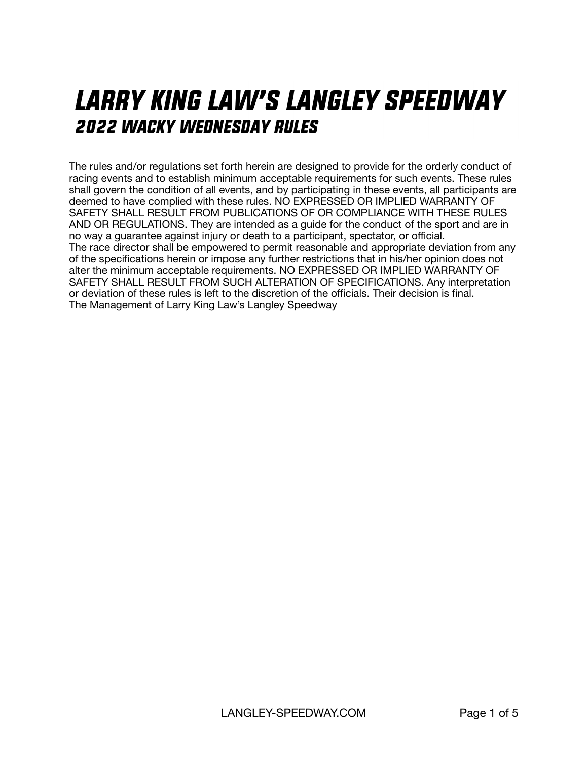# LARRY KING LAW'S LANGLEY SPEEDWAY

## 2022 WACKY WEDNESDAY RULES

The rules and/or regulations set forth herein are designed to provide for the orderly conduct of racing events and to establish minimum acceptable requirements for such events. These rules shall govern the condition of all events, and by participating in these events, all participants are deemed to have complied with these rules. NO EXPRESSED OR IMPLIED WARRANTY OF SAFETY SHALL RESULT FROM PUBLICATIONS OF OR COMPLIANCE WITH THESE RULES AND OR REGULATIONS. They are intended as a guide for the conduct of the sport and are in no way a guarantee against injury or death to a participant, spectator, or official.

The race director shall be empowered to permit reasonable and appropriate deviation from any of the specifications herein or impose any further restrictions that in his/her opinion does not alter the minimum acceptable requirements. NO EXPRESSED OR IMPLIED WARRANTY OF SAFETY SHALL RESULT FROM SUCH ALTERATION OF SPECIFICATIONS. Any interpretation or deviation of these rules is left to the discretion of the officials. Their decision is final.

The Management of Larry King Law's Langley Speedway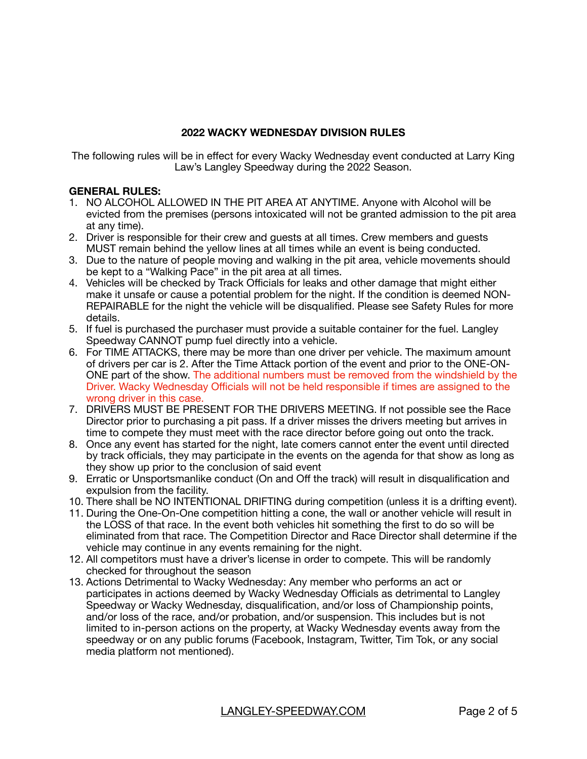## 2022 WACKY WEDNESDAY DIVISION RULES

The following rules will be in effect for every Wacky Wednesday event conducted at Larry King Law's Langley Speedway during the 2022 Season.

**GENERAL RULES:**

1. NO ALCOHOL ALLOWED IN THE PIT AREA AT ANYTIME. Anyone with Alcohol will be evicted from the premises (persons intoxicated will not be granted admission to the pit area at any time).
2. Driver is responsible for their crew and guests at all times. Crew members and guests MUST remain behind the yellow lines at all times while an event is being conducted.
3. Due to the nature of people moving and walking in the pit area, vehicle movements should be kept to a "Walking Pace" in the pit area at all times.
4. Vehicles will be checked by Track Officials for leaks and other damage that might either make it unsafe or cause a potential problem for the night. If the condition is deemed NON-REPAIRABLE for the night the vehicle will be disqualified. Please see Safety Rules for more details.
5. If fuel is purchased the purchaser must provide a suitable container for the fuel. Langley Speedway CANNOT pump fuel directly into a vehicle.
6. For TIME ATTACKS, there may be more than one driver per vehicle. The maximum amount of drivers per car is 2. After the Time Attack portion of the event and prior to the ONE-ON-ONE part of the show. The additional numbers must be removed from the windshield by the Driver. Wacky Wednesday Officials will not be held responsible if times are assigned to the wrong driver in this case.
7. DRIVERS MUST BE PRESENT FOR THE DRIVERS MEETING. If not possible see the Race Director prior to purchasing a pit pass. If a driver misses the drivers meeting but arrives in time to compete they must meet with the race director before going out onto the track.
8. Once any event has started for the night, late comers cannot enter the event until directed by track officials, they may participate in the events on the agenda for that show as long as they show up prior to the conclusion of said event
9. Erratic or Unsportsmanlike conduct (On and Off the track) will result in disqualification and expulsion from the facility.
10. There shall be NO INTENTIONAL DRIFTING during competition (unless it is a drifting event).
11. During the One-On-One competition hitting a cone, the wall or another vehicle will result in the LOSS of that race. In the event both vehicles hit something the first to do so will be eliminated from that race. The Competition Director and Race Director shall determine if the vehicle may continue in any events remaining for the night.
12. All competitors must have a driver's license in order to compete. This will be randomly checked for throughout the season
13. Actions Detrimental to Wacky Wednesday: Any member who performs an act or participates in actions deemed by Wacky Wednesday Officials as detrimental to Langley Speedway or Wacky Wednesday, disqualification, and/or loss of Championship points, and/or loss of the race, and/or probation, and/or suspension. This includes but is not limited to in-person actions on the property, at Wacky Wednesday events away from the speedway or on any public forums (Facebook, Instagram, Twitter, Tim Tok, or any social media platform not mentioned).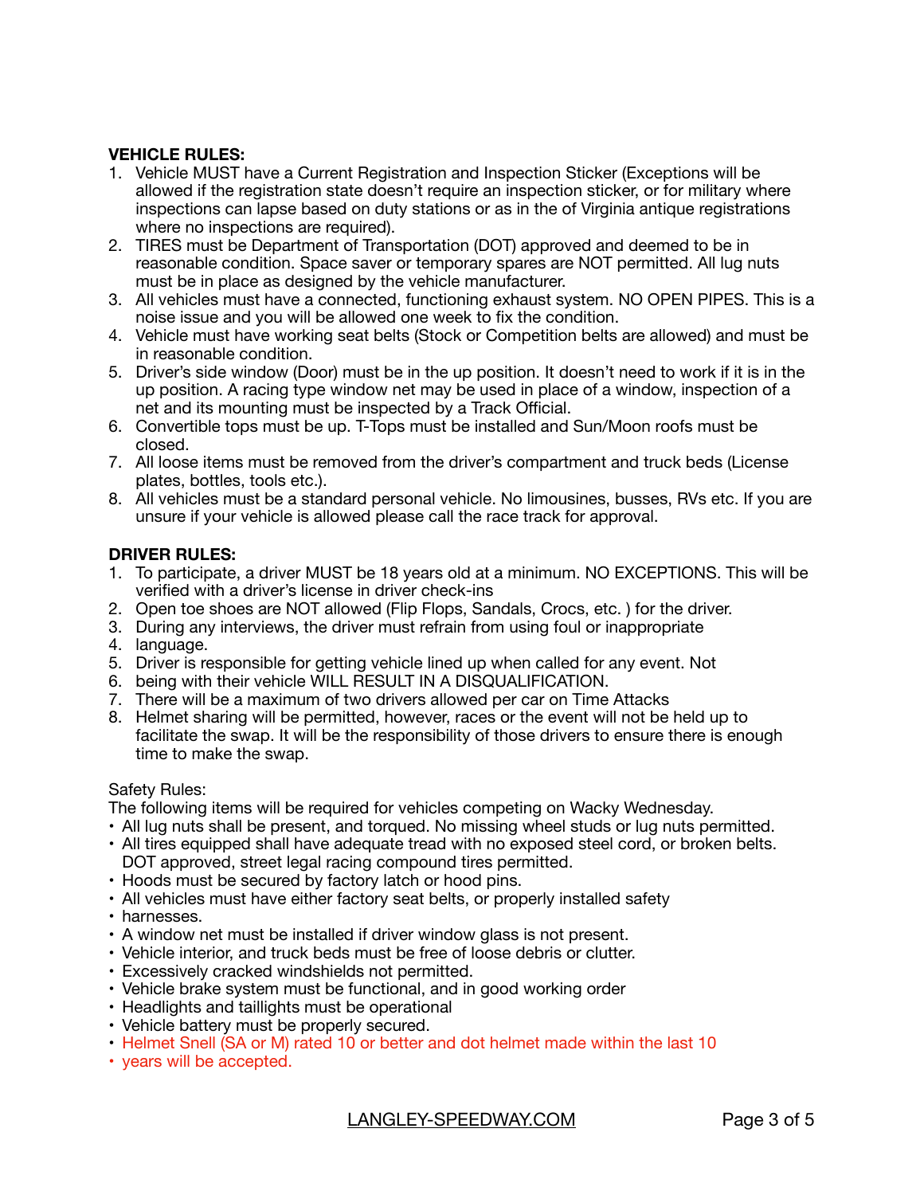**VEHICLE RULES:**

1. Vehicle MUST have a Current Registration and Inspection Sticker (Exceptions will be allowed if the registration state doesn't require an inspection sticker, or for military where inspections can lapse based on duty stations or as in the of Virginia antique registrations where no inspections are required).
2. TIRES must be Department of Transportation (DOT) approved and deemed to be in reasonable condition. Space saver or temporary spares are NOT permitted. All lug nuts must be in place as designed by the vehicle manufacturer.
3. All vehicles must have a connected, functioning exhaust system. NO OPEN PIPES. This is a noise issue and you will be allowed one week to fix the condition.
4. Vehicle must have working seat belts (Stock or Competition belts are allowed) and must be in reasonable condition.
5. Driver's side window (Door) must be in the up position. It doesn't need to work if it is in the up position. A racing type window net may be used in place of a window, inspection of a net and its mounting must be inspected by a Track Official.
6. Convertible tops must be up. T-Tops must be installed and Sun/Moon roofs must be closed.
7. All loose items must be removed from the driver's compartment and truck beds (License plates, bottles, tools etc.).
8. All vehicles must be a standard personal vehicle. No limousines, busses, RVs etc. If you are unsure if your vehicle is allowed please call the race track for approval.

**DRIVER RULES:**

1. To participate, a driver MUST be 18 years old at a minimum. NO EXCEPTIONS. This will be verified with a driver's license in driver check-ins
2. Open toe shoes are NOT allowed (Flip Flops, Sandals, Crocs, etc. ) for the driver.
3. During any interviews, the driver must refrain from using foul or inappropriate
4. language.
5. Driver is responsible for getting vehicle lined up when called for any event. Not
6. being with their vehicle WILL RESULT IN A DISQUALIFICATION.
7. There will be a maximum of two drivers allowed per car on Time Attacks
8. Helmet sharing will be permitted, however, races or the event will not be held up to facilitate the swap. It will be the responsibility of those drivers to ensure there is enough time to make the swap.

Safety Rules:

The following items will be required for vehicles competing on Wacky Wednesday.

- All lug nuts shall be present, and torqued. No missing wheel studs or lug nuts permitted.
- All tires equipped shall have adequate tread with no exposed steel cord, or broken belts. DOT approved, street legal racing compound tires permitted.
- Hoods must be secured by factory latch or hood pins.
- All vehicles must have either factory seat belts, or properly installed safety
- harnesses.
- A window net must be installed if driver window glass is not present.
- Vehicle interior, and truck beds must be free of loose debris or clutter.
- Excessively cracked windshields not permitted.
- Vehicle brake system must be functional, and in good working order
- Headlights and taillights must be operational
- Vehicle battery must be properly secured.
- Helmet Snell (SA or M) rated 10 or better and dot helmet made within the last 10
- years will be accepted.

LANGLEY-SPEEDWAY.COM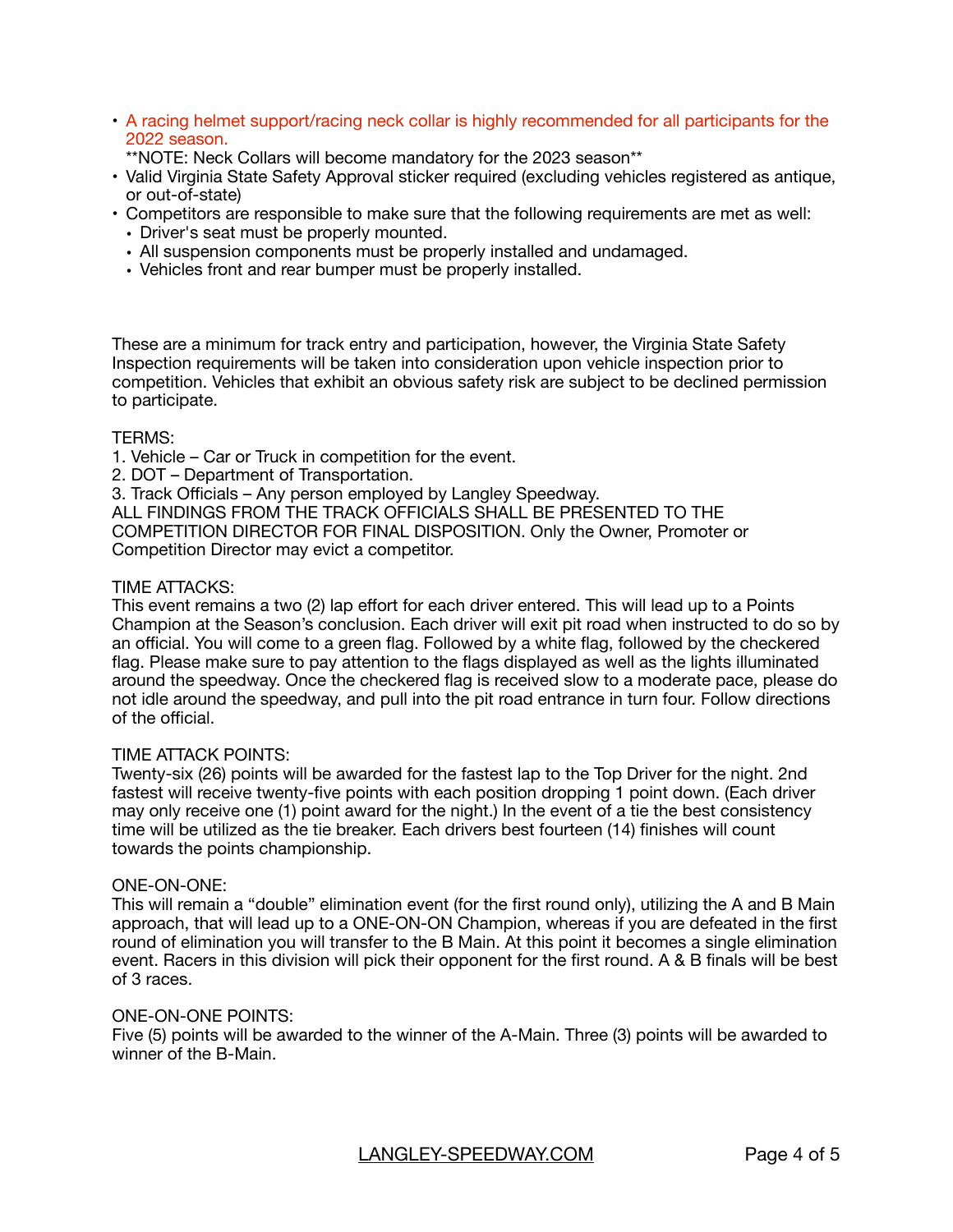- A racing helmet support/racing neck collar is highly recommended for all participants for the 2022 season.
  **NOTE: Neck Collars will become mandatory for the 2023 season**
- Valid Virginia State Safety Approval sticker required (excluding vehicles registered as antique, or out-of-state)
- Competitors are responsible to make sure that the following requirements are met as well:
  - Driver's seat must be properly mounted.
  - All suspension components must be properly installed and undamaged.
  - Vehicles front and rear bumper must be properly installed.

These are a minimum for track entry and participation, however, the Virginia State Safety Inspection requirements will be taken into consideration upon vehicle inspection prior to competition. Vehicles that exhibit an obvious safety risk are subject to be declined permission to participate.

TERMS:

1. Vehicle – Car or Truck in competition for the event.
2. DOT – Department of Transportation.
3. Track Officials – Any person employed by Langley Speedway.

ALL FINDINGS FROM THE TRACK OFFICIALS SHALL BE PRESENTED TO THE COMPETITION DIRECTOR FOR FINAL DISPOSITION. Only the Owner, Promoter or Competition Director may evict a competitor.

TIME ATTACKS:

This event remains a two (2) lap effort for each driver entered. This will lead up to a Points Champion at the Season's conclusion. Each driver will exit pit road when instructed to do so by an official. You will come to a green flag. Followed by a white flag, followed by the checkered flag. Please make sure to pay attention to the flags displayed as well as the lights illuminated around the speedway. Once the checkered flag is received slow to a moderate pace, please do not idle around the speedway, and pull into the pit road entrance in turn four. Follow directions of the official.

TIME ATTACK POINTS:

Twenty-six (26) points will be awarded for the fastest lap to the Top Driver for the night. 2nd fastest will receive twenty-five points with each position dropping 1 point down. (Each driver may only receive one (1) point award for the night.) In the event of a tie the best consistency time will be utilized as the tie breaker. Each drivers best fourteen (14) finishes will count towards the points championship.

ONE-ON-ONE:

This will remain a "double" elimination event (for the first round only), utilizing the A and B Main approach, that will lead up to a ONE-ON-ON Champion, whereas if you are defeated in the first round of elimination you will transfer to the B Main. At this point it becomes a single elimination event. Racers in this division will pick their opponent for the first round. A & B finals will be best of 3 races.

ONE-ON-ONE POINTS:

Five (5) points will be awarded to the winner of the A-Main. Three (3) points will be awarded to winner of the B-Main.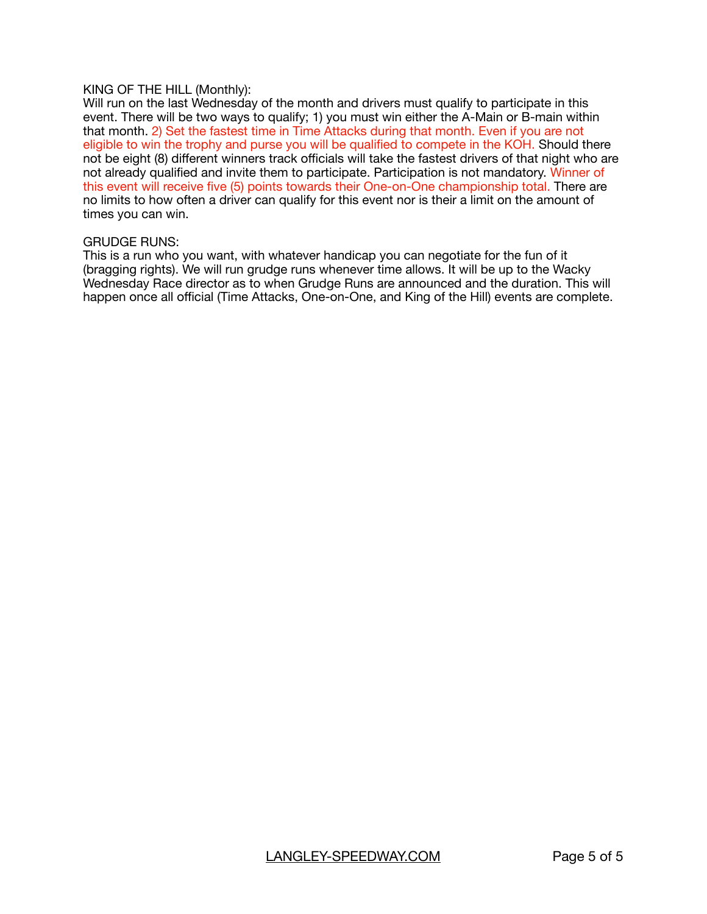KING OF THE HILL (Monthly):

Will run on the last Wednesday of the month and drivers must qualify to participate in this event. There will be two ways to qualify; 1) you must win either the A-Main or B-main within that month. 2) Set the fastest time in Time Attacks during that month. Even if you are not eligible to win the trophy and purse you will be qualified to compete in the KOH. Should there not be eight (8) different winners track officials will take the fastest drivers of that night who are not already qualified and invite them to participate. Participation is not mandatory. Winner of this event will receive five (5) points towards their One-on-One championship total. There are no limits to how often a driver can qualify for this event nor is their a limit on the amount of times you can win.

GRUDGE RUNS:

This is a run who you want, with whatever handicap you can negotiate for the fun of it (bragging rights). We will run grudge runs whenever time allows. It will be up to the Wacky Wednesday Race director as to when Grudge Runs are announced and the duration. This will happen once all official (Time Attacks, One-on-One, and King of the Hill) events are complete.